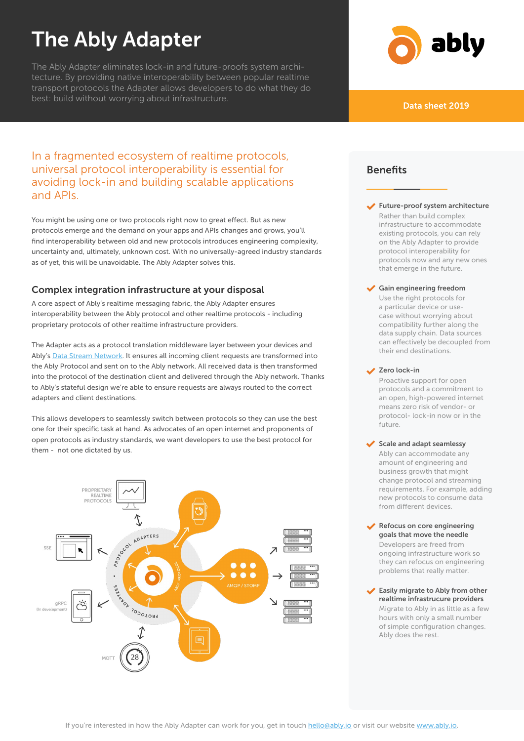# The Ably Adapter

The Ably Adapter eliminates lock-in and future-proofs system architecture. By providing native interoperability between popular realtime transport protocols the Adapter allows developers to do what they do best: build without worrying about infrastructure.

ably

Data sheet 2019

## In a fragmented ecosystem of realtime protocols, universal protocol interoperability is essential for avoiding lock-in and building scalable applications and APIs.

You might be using one or two protocols right now to great effect. But as new protocols emerge and the demand on your apps and APIs changes and grows, you'll find interoperability between old and new protocols introduces engineering complexity, uncertainty and, ultimately, unknown cost. With no universally-agreed industry standards as of yet, this will be unavoidable. The Ably Adapter solves this.

### Complex integration infrastructure at your disposal

A core aspect of Ably's realtime messaging fabric, the Ably Adapter ensures interoperability between the Ably protocol and other realtime protocols - including proprietary protocols of other realtime infrastructure providers.

The Adapter acts as a protocol translation middleware layer between your devices and Ably's Data Stream Network. It ensures all incoming client requests are transformed into the Ably Protocol and sent on to the Ably network. All received data is then transformed into the protocol of the destination client and delivered through the Ably network. Thanks to Ably's stateful design we're able to ensure requests are always routed to the correct adapters and client destinations.

This allows developers to seamlessly switch between protocols so they can use the best one for their specific task at hand. As advocates of an open internet and proponents of open protocols as industry standards, we want developers to use the best protocol for them - not one dictated by us.

PROPRIETARY REALTIME PROTOCOLS

SSE

gRPC (In development)

MQTT

PROTOCOL ADAPTERS

ABLY PROTOCOL

AMQP / STOMP

## Benefits

**Future-proof system architecture**
Rather than build complex infrastructure to accommodate existing protocols, you can rely on the Ably Adapter to provide protocol interoperability for protocols now and any new ones that emerge in the future.

**Gain engineering freedom**
Use the right protocols for a particular device or use-case without worrying about compatibility further along the data supply chain. Data sources can effectively be decoupled from their end destinations.

**Zero lock-in**
Proactive support for open protocols and a commitment to an open, high-powered internet means zero risk of vendor- or protocol- lock-in now or in the future.

**Scale and adapt seamlessy**
Ably can accommodate any amount of engineering and business growth that might change protocol and streaming requirements. For example, adding new protocols to consume data from different devices.

**Refocus on core engineering goals that move the needle**
Developers are freed from ongoing infrastructure work so they can refocus on engineering problems that really matter.

**Easily migrate to Ably from other realtime infrastructure providers**
Migrate to Ably in as little as a few hours with only a small number of simple configuration changes. Ably does the rest.

If you're interested in how the Ably Adapter can work for you, get in touch hello@ably.io or visit our website www.ably.io.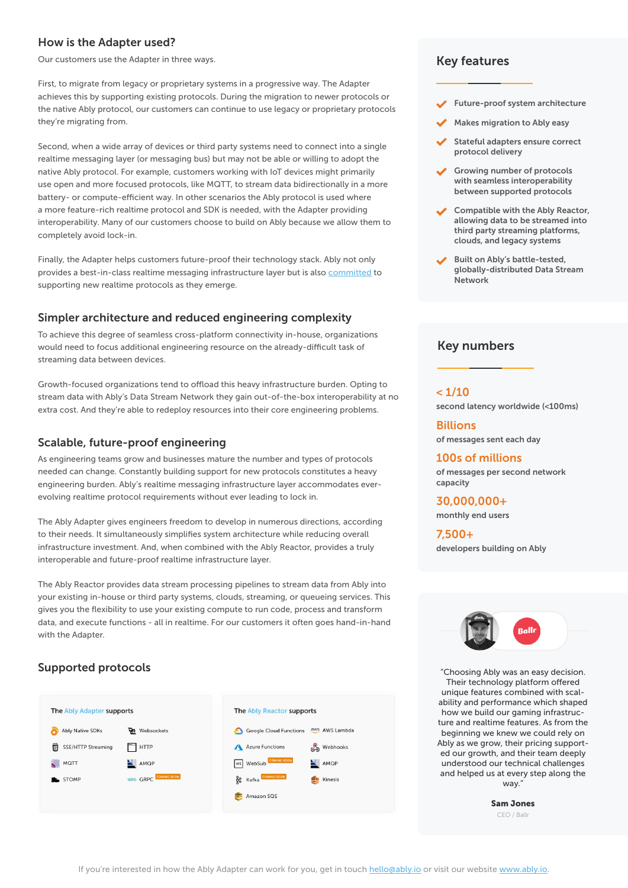## How is the Adapter used?

Our customers use the Adapter in three ways.

First, to migrate from legacy or proprietary systems in a progressive way. The Adapter achieves this by supporting existing protocols. During the migration to newer protocols or the native Ably protocol, our customers can continue to use legacy or proprietary protocols they're migrating from.

Second, when a wide array of devices or third party systems need to connect into a single realtime messaging layer (or messaging bus) but may not be able or willing to adopt the native Ably protocol. For example, customers working with IoT devices might primarily use open and more focused protocols, like MQTT, to stream data bidirectionally in a more battery- or compute-efficient way. In other scenarios the Ably protocol is used where a more feature-rich realtime protocol and SDK is needed, with the Adapter providing interoperability. Many of our customers choose to build on Ably because we allow them to completely avoid lock-in.

Finally, the Adapter helps customers future-proof their technology stack. Ably not only provides a best-in-class realtime messaging infrastructure layer but is also committed to supporting new realtime protocols as they emerge.

## Simpler architecture and reduced engineering complexity

To achieve this degree of seamless cross-platform connectivity in-house, organizations would need to focus additional engineering resource on the already-difficult task of streaming data between devices.

Growth-focused organizations tend to offload this heavy infrastructure burden. Opting to stream data with Ably's Data Stream Network they gain out-of-the-box interoperability at no extra cost. And they're able to redeploy resources into their core engineering problems.

## Scalable, future-proof engineering

As engineering teams grow and businesses mature the number and types of protocols needed can change. Constantly building support for new protocols constitutes a heavy engineering burden. Ably's realtime messaging infrastructure layer accommodates ever-evolving realtime protocol requirements without ever leading to lock in.

The Ably Adapter gives engineers freedom to develop in numerous directions, according to their needs. It simultaneously simplifies system architecture while reducing overall infrastructure investment. And, when combined with the Ably Reactor, provides a truly interoperable and future-proof realtime infrastructure layer.

The Ably Reactor provides data stream processing pipelines to stream data from Ably into your existing in-house or third party systems, clouds, streaming, or queueing services. This gives you the flexibility to use your existing compute to run code, process and transform data, and execute functions - all in realtime. For our customers it often goes hand-in-hand with the Adapter.

## Supported protocols

**The Ably Adapter supports**

- Ably Native SDKs
- Websockets
- SSE/HTTP Streaming
- HTTP
- MQTT
- AMQP
- STOMP
- GRPC (COMING SOON)

**The Ably Reactor supports**

- Google Cloud Functions
- AWS Lambda
- Azure Functions
- Webhooks
- WebSub (COMING SOON)
- AMQP
- Kafka (COMING SOON)
- Kinesis
- Amazon SQS

## Key features

- Future-proof system architecture
- Makes migration to Ably easy
- Stateful adapters ensure correct protocol delivery
- Growing number of protocols with seamless interoperability between supported protocols
- Compatible with the Ably Reactor, allowing data to be streamed into third party streaming platforms, clouds, and legacy systems
- Built on Ably's battle-tested, globally-distributed Data Stream Network

## Key numbers

**< 1/10**
second latency worldwide (<100ms)

**Billions**
of messages sent each day

**100s of millions**
of messages per second network capacity

**30,000,000+**
monthly end users

**7,500+**
developers building on Ably

"Choosing Ably was an easy decision. Their technology platform offered unique features combined with scalability and performance which shaped how we build our gaming infrastructure and realtime features. As from the beginning we knew we could rely on Ably as we grow, their pricing supported our growth, and their team deeply understood our technical challenges and helped us at every step along the way."

**Sam Jones**
CEO / Ballr

If you're interested in how the Ably Adapter can work for you, get in touch hello@ably.io or visit our website www.ably.io.